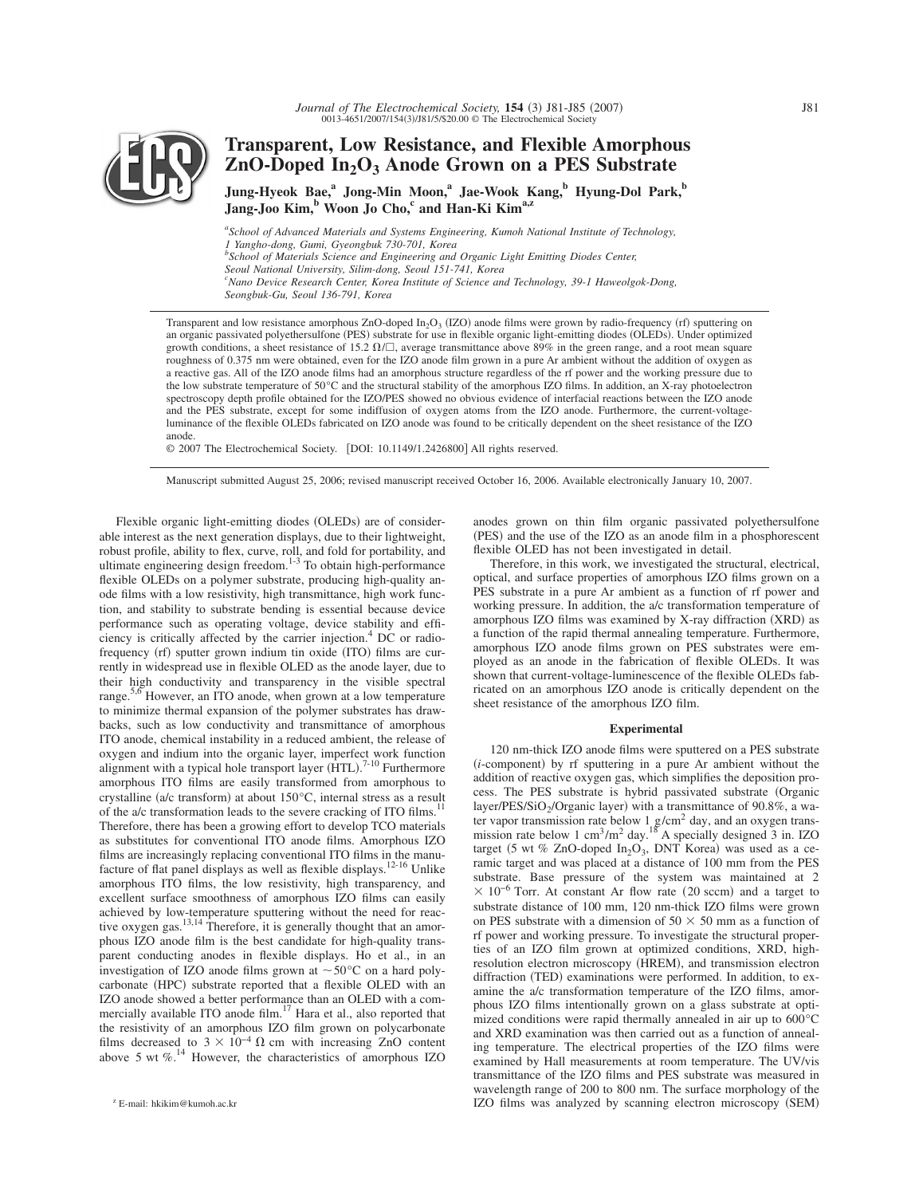# Transparent, Low Resistance, and Flexible Amorphous ZnO-Doped $In_2O_3$ Anode Grown on a PES Substrate

**Jung-Hyeok Bae,[a] Jong-Min Moon,[a] Jae-Wook Kang,[b] Hyung-Dol Park,[b] Jang-Joo Kim,[b] Woon Jo Cho,[c] and Han-Ki Kim[a,z]**

[a] *School of Advanced Materials and Systems Engineering, Kumoh National Institute of Technology, 1 Yangho-dong, Gumi, Gyeongbuk 730-701, Korea*
[b] *School of Materials Science and Engineering and Organic Light Emitting Diodes Center, Seoul National University, Silim-dong, Seoul 151-741, Korea*
[c] *Nano Device Research Center, Korea Institute of Science and Technology, 39-1 Haweolgok-Dong, Seongbuk-Gu, Seoul 136-791, Korea*

Transparent and low resistance amorphous ZnO-doped $In_2O_3$ (IZO) anode films were grown by radio-frequency (rf) sputtering on an organic passivated polyethersulfone (PES) substrate for use in flexible organic light-emitting diodes (OLEDs). Under optimized growth conditions, a sheet resistance of 15.2 $\Omega/\square$, average transmittance above 89% in the green range, and a root mean square roughness of 0.375 nm were obtained, even for the IZO anode film grown in a pure Ar ambient without the addition of oxygen as a reactive gas. All of the IZO anode films had an amorphous structure regardless of the rf power and the working pressure due to the low substrate temperature of 50°C and the structural stability of the amorphous IZO films. In addition, an X-ray photoelectron spectroscopy depth profile obtained for the IZO/PES showed no obvious evidence of interfacial reactions between the IZO anode and the PES substrate, except for some indiffusion of oxygen atoms from the IZO anode. Furthermore, the current-voltage-luminance of the flexible OLEDs fabricated on IZO anode was found to be critically dependent on the sheet resistance of the IZO anode.

© 2007 The Electrochemical Society. [DOI: 10.1149/1.2426800] All rights reserved.

Manuscript submitted August 25, 2006; revised manuscript received October 16, 2006. Available electronically January 10, 2007.

Flexible organic light-emitting diodes (OLEDs) are of considerable interest as the next generation displays, due to their lightweight, robust profile, ability to flex, curve, roll, and fold for portability, and ultimate engineering design freedom.[1-3] To obtain high-performance flexible OLEDs on a polymer substrate, producing high-quality anode films with a low resistivity, high transmittance, high work function, and stability to substrate bending is essential because device performance such as operating voltage, device stability and efficiency is critically affected by the carrier injection.[4] DC or radio-frequency (rf) sputter grown indium tin oxide (ITO) films are currently in widespread use in flexible OLED as the anode layer, due to their high conductivity and transparency in the visible spectral range.[5,6] However, an ITO anode, when grown at a low temperature to minimize thermal expansion of the polymer substrates has drawbacks, such as low conductivity and transmittance of amorphous ITO anode, chemical instability in a reduced ambient, the release of oxygen and indium into the organic layer, imperfect work function alignment with a typical hole transport layer (HTL).[7-10] Furthermore amorphous ITO films are easily transformed from amorphous to crystalline (a/c transform) at about 150°C, internal stress as a result of the a/c transformation leads to the severe cracking of ITO films.[11] Therefore, there has been a growing effort to develop TCO materials as substitutes for conventional ITO anode films. Amorphous IZO films are increasingly replacing conventional ITO films in the manufacture of flat panel displays as well as flexible displays.[12-16] Unlike amorphous ITO films, the low resistivity, high transparency, and excellent surface smoothness of amorphous IZO films can easily achieved by low-temperature sputtering without the need for reactive oxygen gas.[13,14] Therefore, it is generally thought that an amorphous IZO anode film is the best candidate for high-quality transparent conducting anodes in flexible displays. Ho et al., in an investigation of IZO anode films grown at ~50°C on a hard polycarbonate (HPC) substrate reported that a flexible OLED with an IZO anode showed a better performance than an OLED with a commercially available ITO anode film.[17] Hara et al., also reported that the resistivity of an amorphous IZO film grown on polycarbonate films decreased to $3 \times 10^{-4}$ $\Omega$ cm with increasing ZnO content above 5 wt %.[14] However, the characteristics of amorphous IZO anodes grown on thin film organic passivated polyethersulfone (PES) and the use of the IZO as an anode film in a phosphorescent flexible OLED has not been investigated in detail.

Therefore, in this work, we investigated the structural, electrical, optical, and surface properties of amorphous IZO films grown on a PES substrate in a pure Ar ambient as a function of rf power and working pressure. In addition, the a/c transformation temperature of amorphous IZO films was examined by X-ray diffraction (XRD) as a function of the rapid thermal annealing temperature. Furthermore, amorphous IZO anode films grown on PES substrates were employed as an anode in the fabrication of flexible OLEDs. It was shown that current-voltage-luminescence of the flexible OLEDs fabricated on an amorphous IZO anode is critically dependent on the sheet resistance of the amorphous IZO film.

## Experimental

120 nm-thick IZO anode films were sputtered on a PES substrate (*i*-component) by rf sputtering in a pure Ar ambient without the addition of reactive oxygen gas, which simplifies the deposition process. The PES substrate is hybrid passivated substrate (Organic layer/PES/$SiO_2$/Organic layer) with a transmittance of 90.8%, a water vapor transmission rate below 1 g/cm$^2$ day, and an oxygen transmission rate below 1 cm$^3$/m$^2$ day.[18] A specially designed 3 in. IZO target (5 wt % ZnO-doped $In_2O_3$, DNT Korea) was used as a ceramic target and was placed at a distance of 100 mm from the PES substrate. Base pressure of the system was maintained at $2 \times 10^{-6}$ Torr. At constant Ar flow rate (20 sccm) and a target to substrate distance of 100 mm, 120 nm-thick IZO films were grown on PES substrate with a dimension of $50 \times 50$ mm as a function of rf power and working pressure. To investigate the structural properties of an IZO film grown at optimized conditions, XRD, high-resolution electron microscopy (HREM), and transmission electron diffraction (TED) examinations were performed. In addition, to examine the a/c transformation temperature of the IZO films, amorphous IZO films intentionally grown on a glass substrate at optimized conditions were rapid thermally annealed in air up to 600°C and XRD examination was then carried out as a function of annealing temperature. The electrical properties of the IZO films were examined by Hall measurements at room temperature. The UV/vis transmittance of the IZO films and PES substrate was measured in wavelength range of 200 to 800 nm. The surface morphology of the IZO films was analyzed by scanning electron microscopy (SEM)

[z] E-mail: hkikim@kumoh.ac.kr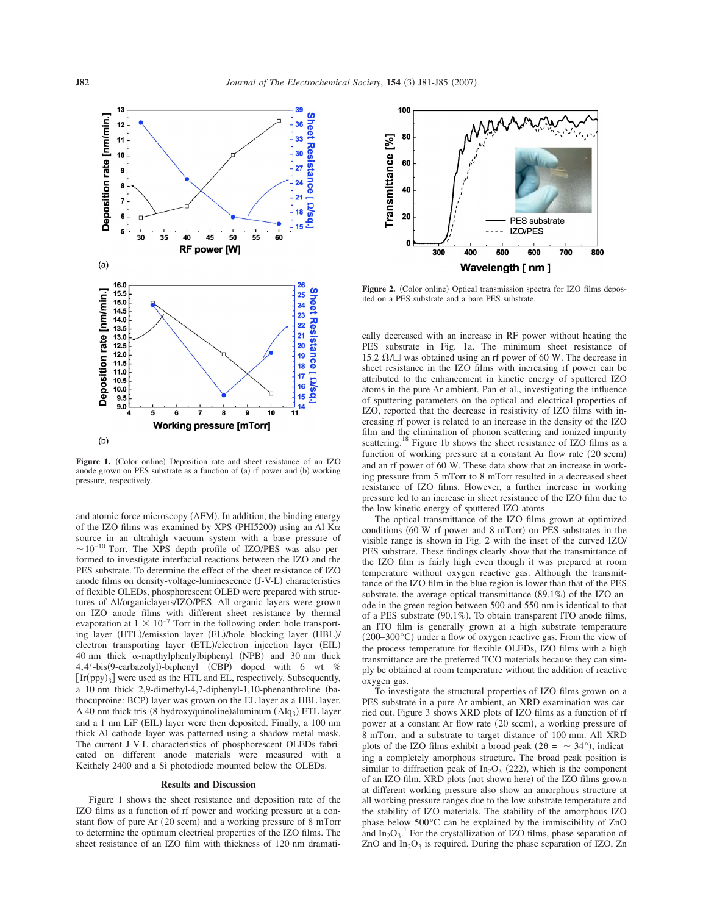Figure 1. (Color online) Deposition rate and sheet resistance of an IZO anode grown on PES substrate as a function of (a) rf power and (b) working pressure, respectively.

Figure 2. (Color online) Optical transmission spectra for IZO films deposited on a PES substrate and a bare PES substrate.

and atomic force microscopy (AFM). In addition, the binding energy of the IZO films was examined by XPS (PHI5200) using an Al Kα source in an ultrahigh vacuum system with a base pressure of $\sim 10^{-10}$ Torr. The XPS depth profile of IZO/PES was also performed to investigate interfacial reactions between the IZO and the PES substrate. To determine the effect of the sheet resistance of IZO anode films on density-voltage-luminescence (J-V-L) characteristics of flexible OLEDs, phosphorescent OLED were prepared with structures of Al/organiclayers/IZO/PES. All organic layers were grown on IZO anode films with different sheet resistance by thermal evaporation at $1 \times 10^{-7}$ Torr in the following order: hole transporting layer (HTL)/emission layer (EL)/hole blocking layer (HBL)/electron transporting layer (ETL)/electron injection layer (EIL) 40 nm thick α-napthylphenlylbiphenyl (NPB) and 30 nm thick 4,4′-bis(9-carbazolyl)-biphenyl (CBP) doped with 6 wt % $[Ir(ppy)_3]$ were used as the HTL and EL, respectively. Subsequently, a 10 nm thick 2,9-dimethyl-4,7-diphenyl-1,10-phenanthroline (bathocuproine: BCP) layer was grown on the EL layer as a HBL layer. A 40 nm thick tris-(8-hydroxyquinoline)aluminum ($Alq_3$) ETL layer and a 1 nm LiF (EIL) layer were then deposited. Finally, a 100 nm thick Al cathode layer was patterned using a shadow metal mask. The current J-V-L characteristics of phosphorescent OLEDs fabricated on different anode materials were measured with a Keithely 2400 and a Si photodiode mounted below the OLEDs.

## Results and Discussion

Figure 1 shows the sheet resistance and deposition rate of the IZO films as a function of rf power and working pressure at a constant flow of pure Ar (20 sccm) and a working pressure of 8 mTorr to determine the optimum electrical properties of the IZO films. The sheet resistance of an IZO film with thickness of 120 nm dramatically decreased with an increase in RF power without heating the PES substrate in Fig. 1a. The minimum sheet resistance of 15.2 Ω/□ was obtained using an rf power of 60 W. The decrease in sheet resistance in the IZO films with increasing rf power can be attributed to the enhancement in kinetic energy of sputtered IZO atoms in the pure Ar ambient. Pan et al., investigating the influence of sputtering parameters on the optical and electrical properties of IZO, reported that the decrease in resistivity of IZO films with increasing rf power is related to an increase in the density of the IZO film and the elimination of phonon scattering and ionized impurity scattering.[18] Figure 1b shows the sheet resistance of IZO films as a function of working pressure at a constant Ar flow rate (20 sccm) and an rf power of 60 W. These data show that an increase in working pressure from 5 mTorr to 8 mTorr resulted in a decreased sheet resistance of IZO films. However, a further increase in working pressure led to an increase in sheet resistance of the IZO film due to the low kinetic energy of sputtered IZO atoms.

The optical transmittance of the IZO films grown at optimized conditions (60 W rf power and 8 mTorr) on PES substrates in the visible range is shown in Fig. 2 with the inset of the curved IZO/PES substrate. These findings clearly show that the transmittance of the IZO film is fairly high even though it was prepared at room temperature without oxygen reactive gas. Although the transmittance of the IZO film in the blue region is lower than that of the PES substrate, the average optical transmittance (89.1%) of the IZO anode in the green region between 500 and 550 nm is identical to that of a PES substrate (90.1%). To obtain transparent ITO anode films, an ITO film is generally grown at a high substrate temperature (200–300°C) under a flow of oxygen reactive gas. From the view of the process temperature for flexible OLEDs, IZO films with a high transmittance are the preferred TCO materials because they can simply be obtained at room temperature without the addition of reactive oxygen gas.

To investigate the structural properties of IZO films grown on a PES substrate in a pure Ar ambient, an XRD examination was carried out. Figure 3 shows XRD plots of IZO films as a function of rf power at a constant Ar flow rate (20 sccm), a working pressure of 8 mTorr, and a substrate to target distance of 100 mm. All XRD plots of the IZO films exhibit a broad peak ($2\theta = \sim 34°$), indicating a completely amorphous structure. The broad peak position is similar to diffraction peak of $In_2O_3$ (222), which is the component of an IZO film. XRD plots (not shown here) of the IZO films grown at different working pressure also show an amorphous structure at all working pressure ranges due to the low substrate temperature and the stability of IZO materials. The stability of the amorphous IZO phase below 500°C can be explained by the immiscibility of ZnO and $In_2O_3$.[1] For the crystallization of IZO films, phase separation of ZnO and $In_2O_3$ is required. During the phase separation of IZO, Zn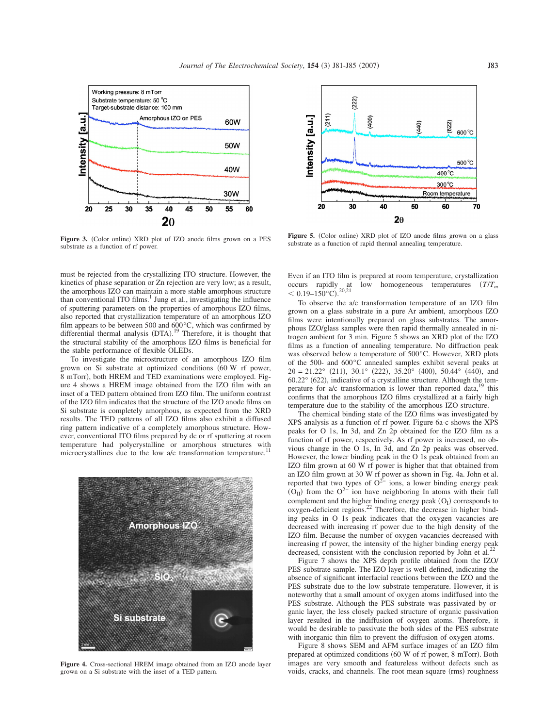Figure 3. (Color online) XRD plot of IZO anode films grown on a PES substrate as a function of rf power.

Figure 5. (Color online) XRD plot of IZO anode films grown on a glass substrate as a function of rapid thermal annealing temperature.

must be rejected from the crystallizing ITO structure. However, the kinetics of phase separation or Zn rejection are very low; as a result, the amorphous IZO can maintain a more stable amorphous structure than conventional ITO films.[1] Jung et al., investigating the influence of sputtering parameters on the properties of amorphous IZO films, also reported that crystallization temperature of an amorphous IZO film appears to be between 500 and 600°C, which was confirmed by differential thermal analysis (DTA).[19] Therefore, it is thought that the structural stability of the amorphous IZO films is beneficial for the stable performance of flexible OLEDs.

To investigate the microstructure of an amorphous IZO film grown on Si substrate at optimized conditions (60 W rf power, 8 mTorr), both HREM and TED examinations were employed. Figure 4 shows a HREM image obtained from the IZO film with an inset of a TED pattern obtained from IZO film. The uniform contrast of the IZO film indicates that the structure of the IZO anode films on Si substrate is completely amorphous, as expected from the XRD results. The TED patterns of all IZO films also exhibit a diffused ring pattern indicative of a completely amorphous structure. However, conventional ITO films prepared by dc or rf sputtering at room temperature had polycrystalline or amorphous structures with microcrystallines due to the low a/c transformation temperature.[11]

Figure 4. Cross-sectional HREM image obtained from an IZO anode layer grown on a Si substrate with the inset of a TED pattern.

Even if an ITO film is prepared at room temperature, crystallization occurs rapidly at low homogeneous temperatures ($T/T_m$ $< 0.19$–150°C).[20,21]

To observe the a/c transformation temperature of an IZO film grown on a glass substrate in a pure Ar ambient, amorphous IZO films were intentionally prepared on glass substrates. The amorphous IZO/glass samples were then rapid thermally annealed in nitrogen ambient for 3 min. Figure 5 shows an XRD plot of the IZO films as a function of annealing temperature. No diffraction peak was observed below a temperature of 500°C. However, XRD plots of the 500- and 600°C annealed samples exhibit several peaks at $2\theta = 21.22°$ (211), 30.1° (222), 35.20° (400), 50.44° (440), and 60.22° (622), indicative of a crystalline structure. Although the temperature for a/c transformation is lower than reported data,[19] this confirms that the amorphous IZO films crystallized at a fairly high temperature due to the stability of the amorphous IZO structure.

The chemical binding state of the IZO films was investigated by XPS analysis as a function of rf power. Figure 6a-c shows the XPS peaks for O 1s, In 3d, and Zn 2p obtained for the IZO film as a function of rf power, respectively. As rf power is increased, no obvious change in the O 1s, In 3d, and Zn 2p peaks was observed. However, the lower binding peak in the O 1s peak obtained from an IZO film grown at 60 W rf power is higher that that obtained from an IZO film grown at 30 W rf power as shown in Fig. 4a. John et al. reported that two types of $O^{2-}$ ions, a lower binding energy peak ($O_{II}$) from the $O^{2-}$ ion have neighboring In atoms with their full complement and the higher binding energy peak ($O_I$) corresponds to oxygen-deficient regions.[22] Therefore, the decrease in higher binding peaks in O 1s peak indicates that the oxygen vacancies are decreased with increasing rf power due to the high density of the IZO film. Because the number of oxygen vacancies decreased with increasing rf power, the intensity of the higher binding energy peak decreased, consistent with the conclusion reported by John et al.[22]

Figure 7 shows the XPS depth profile obtained from the IZO/PES substrate sample. The IZO layer is well defined, indicating the absence of significant interfacial reactions between the IZO and the PES substrate due to the low substrate temperature. However, it is noteworthy that a small amount of oxygen atoms indiffused into the PES substrate. Although the PES substrate was passivated by organic layer, the less closely packed structure of organic passivation layer resulted in the indiffusion of oxygen atoms. Therefore, it would be desirable to passivate the both sides of the PES substrate with inorganic thin film to prevent the diffusion of oxygen atoms.

Figure 8 shows SEM and AFM surface images of an IZO film prepared at optimized conditions (60 W of rf power, 8 mTorr). Both images are very smooth and featureless without defects such as voids, cracks, and channels. The root mean square (rms) roughness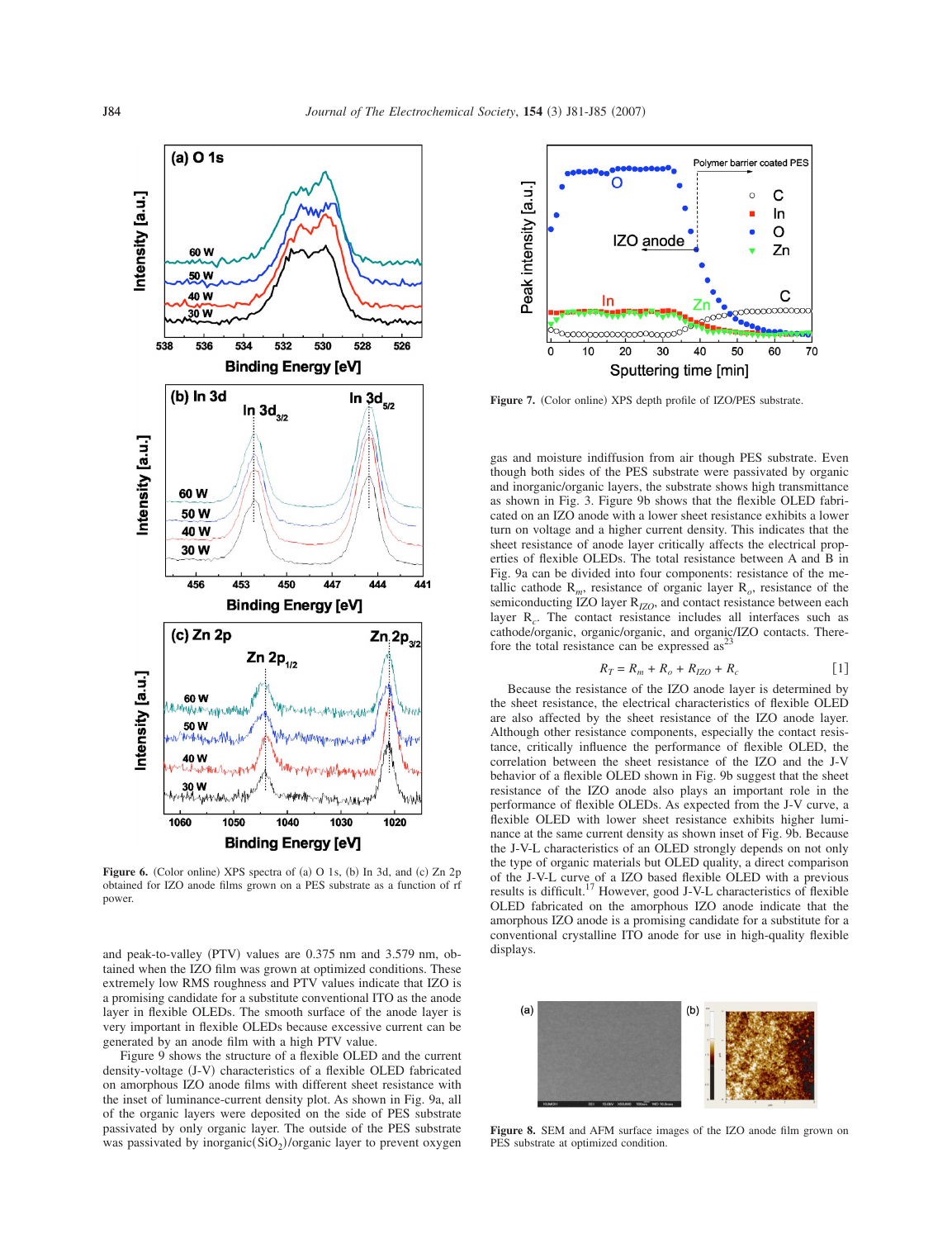Figure 6. (Color online) XPS spectra of (a) O 1s, (b) In 3d, and (c) Zn 2p obtained for IZO anode films grown on a PES substrate as a function of rf power.

and peak-to-valley (PTV) values are 0.375 nm and 3.579 nm, obtained when the IZO film was grown at optimized conditions. These extremely low RMS roughness and PTV values indicate that IZO is a promising candidate for a substitute conventional ITO as the anode layer in flexible OLEDs. The smooth surface of the anode layer is very important in flexible OLEDs because excessive current can be generated by an anode film with a high PTV value.

Figure 9 shows the structure of a flexible OLED and the current density-voltage (J-V) characteristics of a flexible OLED fabricated on amorphous IZO anode films with different sheet resistance with the inset of luminance-current density plot. As shown in Fig. 9a, all of the organic layers were deposited on the side of PES substrate passivated by only organic layer. The outside of the PES substrate was passivated by inorganic($SiO_2$)/organic layer to prevent oxygen gas and moisture indiffusion from air though PES substrate. Even though both sides of the PES substrate were passivated by organic and inorganic/organic layers, the substrate shows high transmittance as shown in Fig. 3. Figure 9b shows that the flexible OLED fabricated on an IZO anode with a lower sheet resistance exhibits a lower turn on voltage and a higher current density. This indicates that the sheet resistance of anode layer critically affects the electrical properties of flexible OLEDs. The total resistance between A and B in Fig. 9a can be divided into four components: resistance of the metallic cathode $R_m$, resistance of organic layer $R_o$, resistance of the semiconducting IZO layer $R_{IZO}$, and contact resistance between each layer $R_c$. The contact resistance includes all interfaces such as cathode/organic, organic/organic, and organic/IZO contacts. Therefore the total resistance can be expressed as[23]

$$R_T = R_m + R_o + R_{IZO} + R_c \qquad [1]$$

Because the resistance of the IZO anode layer is determined by the sheet resistance, the electrical characteristics of flexible OLED are also affected by the sheet resistance of the IZO anode layer. Although other resistance components, especially the contact resistance, critically influence the performance of flexible OLED, the correlation between the sheet resistance of the IZO and the J-V behavior of a flexible OLED shown in Fig. 9b suggest that the sheet resistance of the IZO anode also plays an important role in the performance of flexible OLEDs. As expected from the J-V curve, a flexible OLED with lower sheet resistance exhibits higher luminance at the same current density as shown in inset of Fig. 9b. Because the J-V-L characteristics of an OLED strongly depends on not only the type of organic materials but OLED quality, a direct comparison of the J-V-L curve of a IZO based flexible OLED with a previous results is difficult.[17] However, good J-V-L characteristics of flexible OLED fabricated on the amorphous IZO anode indicate that the amorphous IZO anode is a promising candidate for a substitute for a conventional crystalline ITO anode for use in high-quality flexible displays.

Figure 7. (Color online) XPS depth profile of IZO/PES substrate.

Figure 8. SEM and AFM surface images of the IZO anode film grown on PES substrate at optimized condition.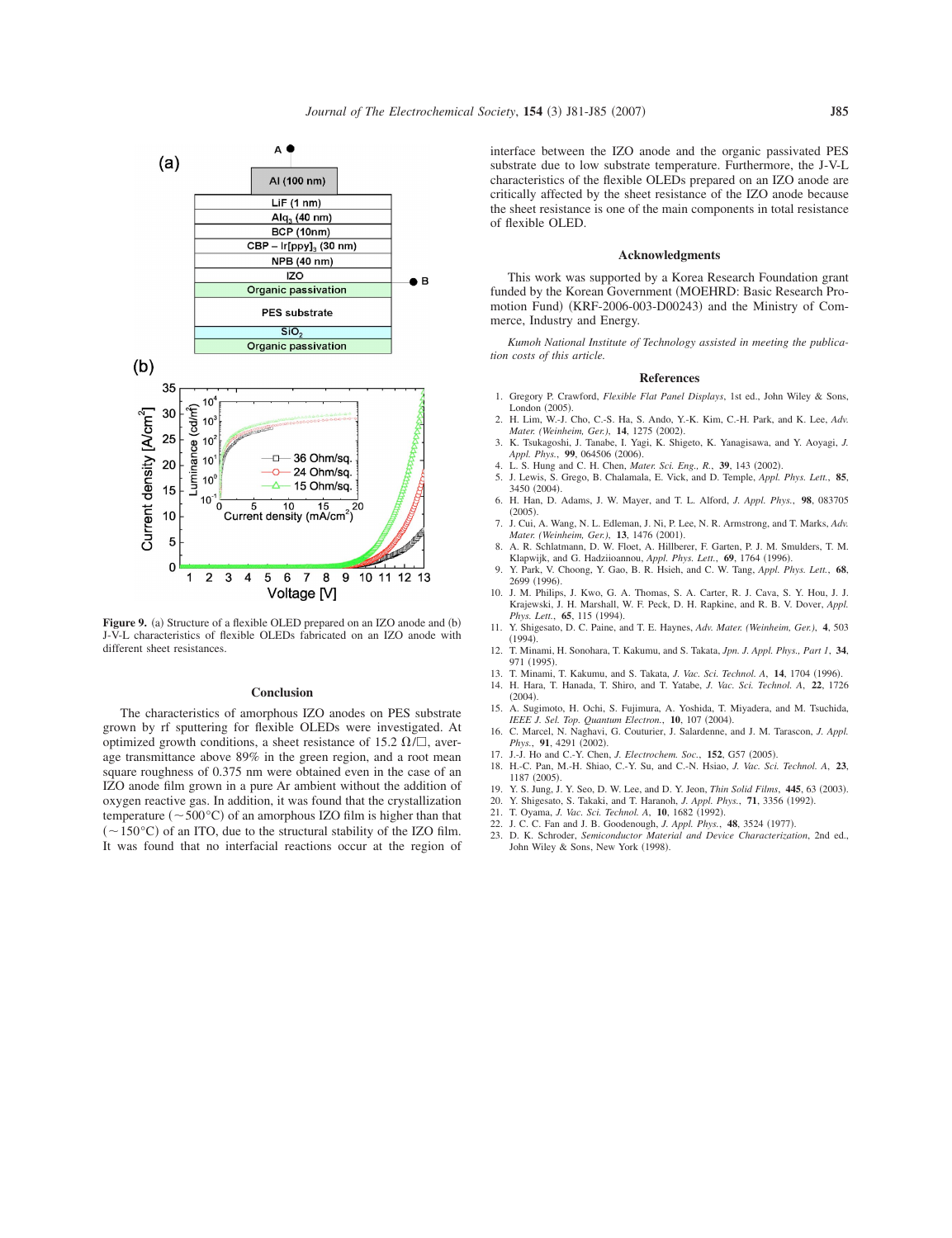(a)

A

Al (100 nm)

LiF (1 nm)

$Alq_3$ (40 nm)

BCP (10nm)

CBP – $Ir[ppy]_3$ (30 nm)

NPB (40 nm)

IZO

B

Organic passivation

PES substrate

$SiO_2$

Organic passivation

(b)

Current density [A/cm$^2$]

Voltage [V]

Luminance (cd/m$^2$)

Current density (mA/cm$^2$)

36 Ohm/sq.

24 Ohm/sq.

15 Ohm/sq.

**Figure 9.** (a) Structure of a flexible OLED prepared on an IZO anode and (b) J-V-L characteristics of flexible OLEDs fabricated on an IZO anode with different sheet resistances.

## Conclusion

The characteristics of amorphous IZO anodes on PES substrate grown by rf sputtering for flexible OLEDs were investigated. At optimized growth conditions, a sheet resistance of 15.2 Ω/□, average transmittance above 89% in the green region, and a root mean square roughness of 0.375 nm were obtained even in the case of an IZO anode film grown in a pure Ar ambient without the addition of oxygen reactive gas. In addition, it was found that the crystallization temperature (~500°C) of an amorphous IZO film is higher than that (~150°C) of an ITO, due to the structural stability of the IZO film. It was found that no interfacial reactions occur at the region of interface between the IZO anode and the organic passivated PES substrate due to low substrate temperature. Furthermore, the J-V-L characteristics of the flexible OLEDs prepared on an IZO anode are critically affected by the sheet resistance of the IZO anode because the sheet resistance is one of the main components in total resistance of flexible OLED.

## Acknowledgments

This work was supported by a Korea Research Foundation grant funded by the Korean Government (MOEHRD: Basic Research Promotion Fund) (KRF-2006-003-D00243) and the Ministry of Commerce, Industry and Energy.

*Kumoh National Institute of Technology assisted in meeting the publication costs of this article.*

## References

1. Gregory P. Crawford, *Flexible Flat Panel Displays*, 1st ed., John Wiley & Sons, London (2005).
2. H. Lim, W.-J. Cho, C.-S. Ha, S. Ando, Y.-K. Kim, C.-H. Park, and K. Lee, *Adv. Mater. (Weinheim, Ger.)*, **14**, 1275 (2002).
3. K. Tsukagoshi, J. Tanabe, I. Yagi, K. Shigeto, K. Yanagisawa, and Y. Aoyagi, *J. Appl. Phys.*, **99**, 064506 (2006).
4. L. S. Hung and C. H. Chen, *Mater. Sci. Eng., R.*, **39**, 143 (2002).
5. J. Lewis, S. Grego, B. Chalamala, E. Vick, and D. Temple, *Appl. Phys. Lett.*, **85**, 3450 (2004).
6. H. Han, D. Adams, J. W. Mayer, and T. L. Alford, *J. Appl. Phys.*, **98**, 083705 (2005).
7. J. Cui, A. Wang, N. L. Edleman, J. Ni, P. Lee, N. R. Armstrong, and T. Marks, *Adv. Mater. (Weinheim, Ger.)*, **13**, 1476 (2001).
8. A. R. Schlatmann, D. W. Floet, A. Hillberer, F. Garten, P. J. M. Smulders, T. M. Klapwijk, and G. Hadziioannou, *Appl. Phys. Lett.*, **69**, 1764 (1996).
9. Y. Park, V. Choong, Y. Gao, B. R. Hsieh, and C. W. Tang, *Appl. Phys. Lett.*, **68**, 2699 (1996).
10. J. M. Philips, J. Kwo, G. A. Thomas, S. A. Carter, R. J. Cava, S. Y. Hou, J. J. Krajewski, J. H. Marshall, W. F. Peck, D. H. Rapkine, and R. B. V. Dover, *Appl. Phys. Lett.*, **65**, 115 (1994).
11. Y. Shigesato, D. C. Paine, and T. E. Haynes, *Adv. Mater. (Weinheim, Ger.)*, **4**, 503 (1994).
12. T. Minami, H. Sonohara, T. Kakumu, and S. Takata, *Jpn. J. Appl. Phys., Part 1*, **34**, 971 (1995).
13. T. Minami, T. Kakumu, and S. Takata, *J. Vac. Sci. Technol. A*, **14**, 1704 (1996).
14. H. Hara, T. Hanada, T. Shiro, and T. Yatabe, *J. Vac. Sci. Technol. A*, **22**, 1726 (2004).
15. A. Sugimoto, H. Ochi, S. Fujimura, A. Yoshida, T. Miyadera, and M. Tsuchida, *IEEE J. Sel. Top. Quantum Electron.*, **10**, 107 (2004).
16. C. Marcel, N. Naghavi, G. Couturier, J. Salardenne, and J. M. Tarascon, *J. Appl. Phys.*, **91**, 4291 (2002).
17. J.-J. Ho and C.-Y. Chen, *J. Electrochem. Soc.*, **152**, G57 (2005).
18. H.-C. Pan, M.-H. Shiao, C.-Y. Su, and C.-N. Hsiao, *J. Vac. Sci. Technol. A*, **23**, 1187 (2005).
19. Y. S. Jung, J. Y. Seo, D. W. Lee, and D. Y. Jeon, *Thin Solid Films*, **445**, 63 (2003).
20. Y. Shigesato, S. Takaki, and T. Haranoh, *J. Appl. Phys.*, **71**, 3356 (1992).
21. T. Oyama, *J. Vac. Sci. Technol. A*, **10**, 1682 (1992).
22. J. C. C. Fan and J. B. Goodenough, *J. Appl. Phys.*, **48**, 3524 (1977).
23. D. K. Schroder, *Semiconductor Material and Device Characterization*, 2nd ed., John Wiley & Sons, New York (1998).